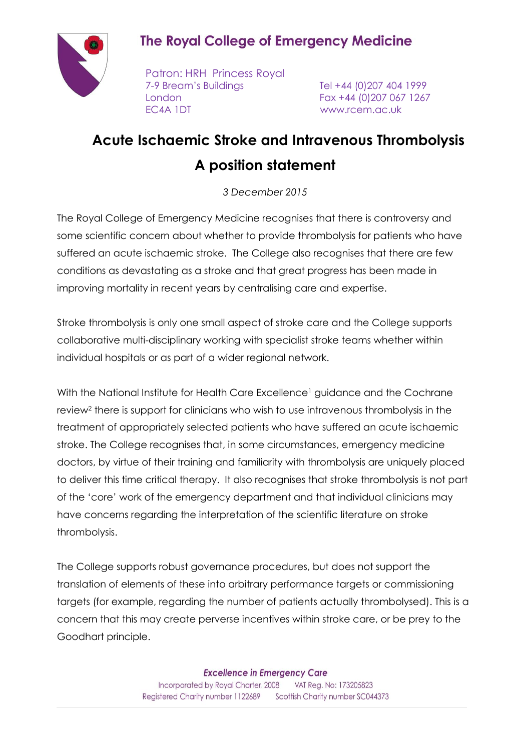## The Royal College of Emergency Medicine

Patron: HRH Princess Royal
7-9 Bream's Buildings
London
EC4A 1DT

Tel +44 (0)207 404 1999
Fax +44 (0)207 067 1267
www.rcem.ac.uk

# Acute Ischaemic Stroke and Intravenous Thrombolysis

# A position statement

*3 December 2015*

The Royal College of Emergency Medicine recognises that there is controversy and some scientific concern about whether to provide thrombolysis for patients who have suffered an acute ischaemic stroke. The College also recognises that there are few conditions as devastating as a stroke and that great progress has been made in improving mortality in recent years by centralising care and expertise.

Stroke thrombolysis is only one small aspect of stroke care and the College supports collaborative multi-disciplinary working with specialist stroke teams whether within individual hospitals or as part of a wider regional network.

With the National Institute for Health Care Excellence[1] guidance and the Cochrane review[2] there is support for clinicians who wish to use intravenous thrombolysis in the treatment of appropriately selected patients who have suffered an acute ischaemic stroke. The College recognises that, in some circumstances, emergency medicine doctors, by virtue of their training and familiarity with thrombolysis are uniquely placed to deliver this time critical therapy. It also recognises that stroke thrombolysis is not part of the 'core' work of the emergency department and that individual clinicians may have concerns regarding the interpretation of the scientific literature on stroke thrombolysis.

The College supports robust governance procedures, but does not support the translation of elements of these into arbitrary performance targets or commissioning targets (for example, regarding the number of patients actually thrombolysed). This is a concern that this may create perverse incentives within stroke care, or be prey to the Goodhart principle.

***Excellence in Emergency Care***
Incorporated by Royal Charter, 2008 VAT Reg. No: 173205823
Registered Charity number 1122689 Scottish Charity number SC044373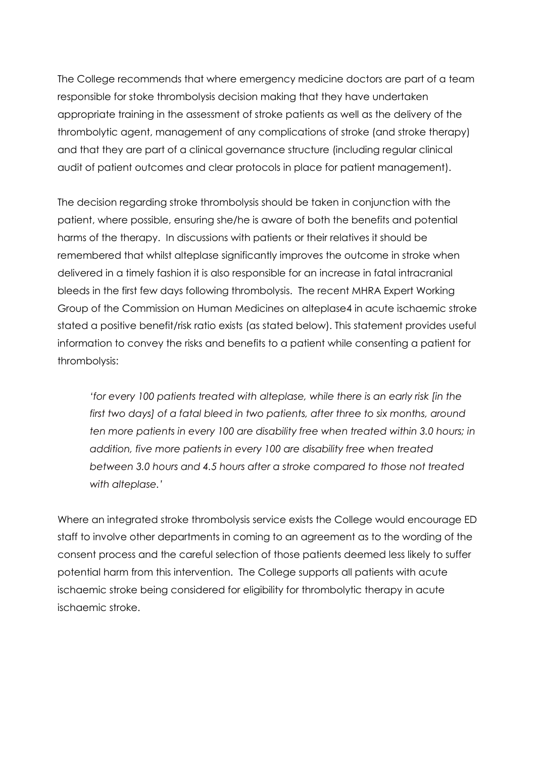The College recommends that where emergency medicine doctors are part of a team responsible for stoke thrombolysis decision making that they have undertaken appropriate training in the assessment of stroke patients as well as the delivery of the thrombolytic agent, management of any complications of stroke (and stroke therapy) and that they are part of a clinical governance structure (including regular clinical audit of patient outcomes and clear protocols in place for patient management).

The decision regarding stroke thrombolysis should be taken in conjunction with the patient, where possible, ensuring she/he is aware of both the benefits and potential harms of the therapy. In discussions with patients or their relatives it should be remembered that whilst alteplase significantly improves the outcome in stroke when delivered in a timely fashion it is also responsible for an increase in fatal intracranial bleeds in the first few days following thrombolysis. The recent MHRA Expert Working Group of the Commission on Human Medicines on alteplase[4] in acute ischaemic stroke stated a positive benefit/risk ratio exists (as stated below). This statement provides useful information to convey the risks and benefits to a patient while consenting a patient for thrombolysis:

> *'for every 100 patients treated with alteplase, while there is an early risk [in the first two days] of a fatal bleed in two patients, after three to six months, around ten more patients in every 100 are disability free when treated within 3.0 hours; in addition, five more patients in every 100 are disability free when treated between 3.0 hours and 4.5 hours after a stroke compared to those not treated with alteplase.'*

Where an integrated stroke thrombolysis service exists the College would encourage ED staff to involve other departments in coming to an agreement as to the wording of the consent process and the careful selection of those patients deemed less likely to suffer potential harm from this intervention. The College supports all patients with acute ischaemic stroke being considered for eligibility for thrombolytic therapy in acute ischaemic stroke.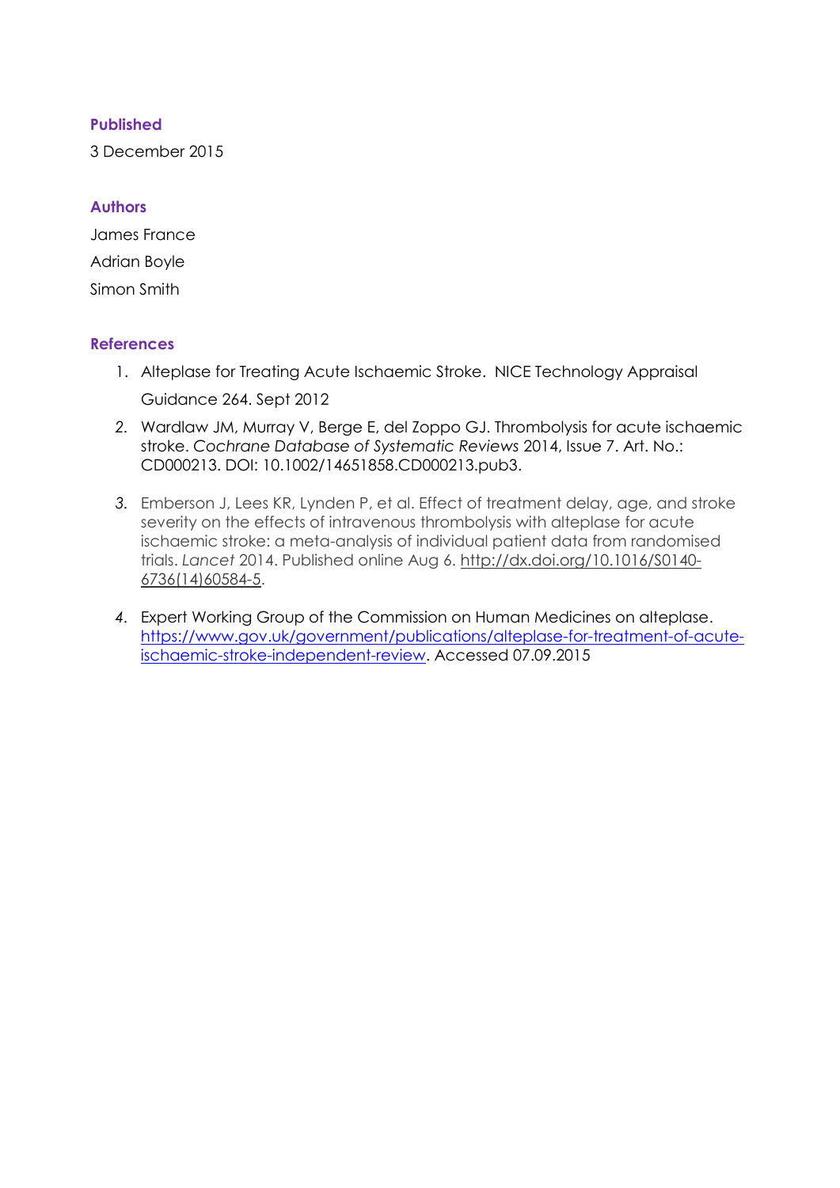## Published

3 December 2015

## Authors

James France

Adrian Boyle

Simon Smith

## References

1. Alteplase for Treating Acute Ischaemic Stroke. NICE Technology Appraisal Guidance 264. Sept 2012
2. Wardlaw JM, Murray V, Berge E, del Zoppo GJ. Thrombolysis for acute ischaemic stroke. *Cochrane Database of Systematic Reviews* 2014, Issue 7. Art. No.: CD000213. DOI: 10.1002/14651858.CD000213.pub3.
3. Emberson J, Lees KR, Lynden P, et al. Effect of treatment delay, age, and stroke severity on the effects of intravenous thrombolysis with alteplase for acute ischaemic stroke: a meta-analysis of individual patient data from randomised trials. *Lancet* 2014. Published online Aug 6. http://dx.doi.org/10.1016/S0140-6736(14)60584-5.
4. Expert Working Group of the Commission on Human Medicines on alteplase. https://www.gov.uk/government/publications/alteplase-for-treatment-of-acute-ischaemic-stroke-independent-review. Accessed 07.09.2015